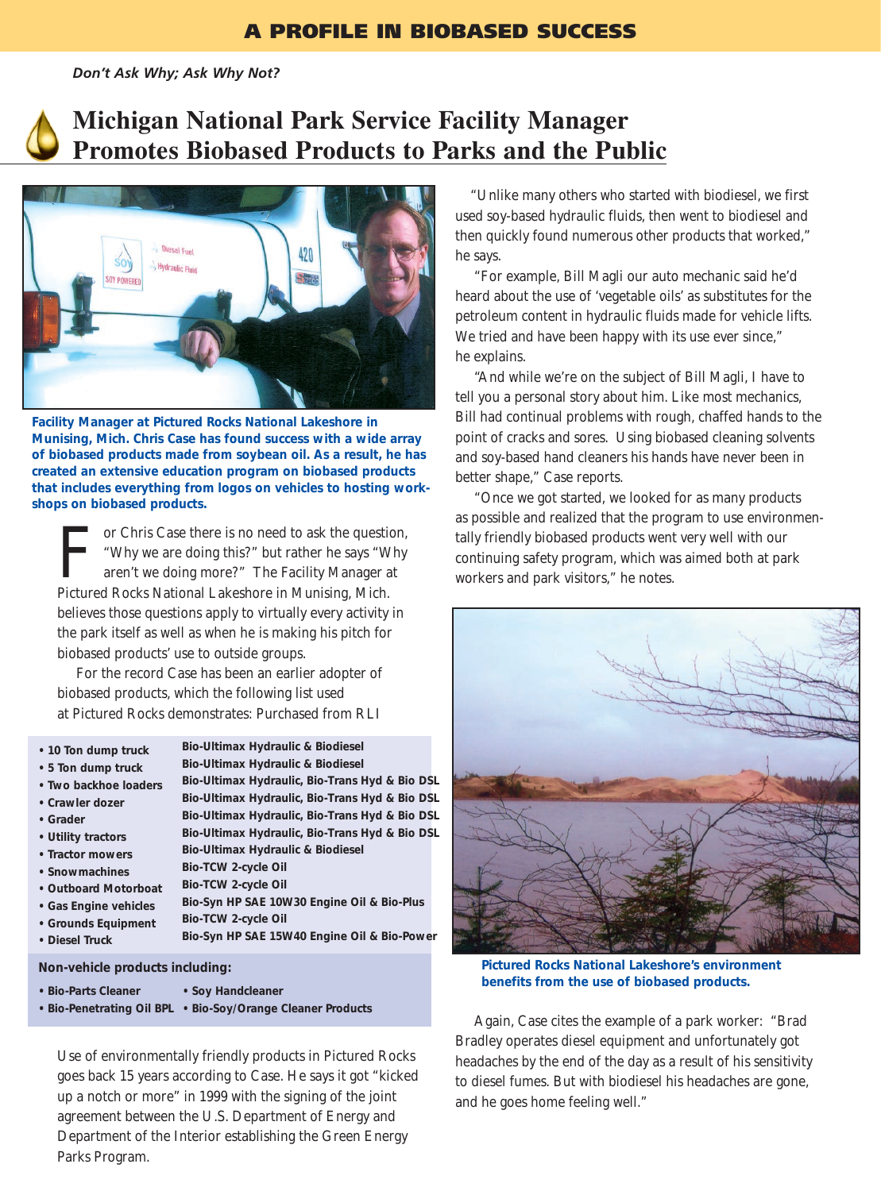# A PROFILE IN BIOBASED SUCCESS

*Don't Ask Why; Ask Why Not?*

## Michigan National Park Service Facility Manager Promotes Biobased Products to Parks and the Public

**Facility Manager at Pictured Rocks National Lakeshore in Munising, Mich. Chris Case has found success with a wide array of biobased products made from soybean oil. As a result, he has created an extensive education program on biobased products that includes everything from logos on vehicles to hosting workshops on biobased products.**

For Chris Case there is no need to ask the question, "Why we are doing this?" but rather he says "Why aren't we doing more?" The Facility Manager at Pictured Rocks National Lakeshore in Munising, Mich. believes those questions apply to virtually every activity in the park itself as well as when he is making his pitch for biobased products' use to outside groups.

For the record Case has been an earlier adopter of biobased products, which the following list used at Pictured Rocks demonstrates: Purchased from RLI

| | |
|---|---|
| • 10 Ton dump truck | Bio-Ultimax Hydraulic & Biodiesel |
| • 5 Ton dump truck | Bio-Ultimax Hydraulic & Biodiesel |
| • Two backhoe loaders | Bio-Ultimax Hydraulic, Bio-Trans Hyd & Bio DSL |
| • Crawler dozer | Bio-Ultimax Hydraulic, Bio-Trans Hyd & Bio DSL |
| • Grader | Bio-Ultimax Hydraulic, Bio-Trans Hyd & Bio DSL |
| • Utility tractors | Bio-Ultimax Hydraulic, Bio-Trans Hyd & Bio DSL |
| • Tractor mowers | Bio-Ultimax Hydraulic & Biodiesel |
| • Snowmachines | Bio-TCW 2-cycle Oil |
| • Outboard Motorboat | Bio-TCW 2-cycle Oil |
| • Gas Engine vehicles | Bio-Syn HP SAE 10W30 Engine Oil & Bio-Plus |
| • Grounds Equipment | Bio-TCW 2-cycle Oil |
| • Diesel Truck | Bio-Syn HP SAE 15W40 Engine Oil & Bio-Power |

**Non-vehicle products including:**

- **Bio-Parts Cleaner**
- **Bio-Penetrating Oil BPL**
- **Soy Handcleaner**
- **Bio-Soy/Orange Cleaner Products**

Use of environmentally friendly products in Pictured Rocks goes back 15 years according to Case. He says it got "kicked up a notch or more" in 1999 with the signing of the joint agreement between the U.S. Department of Energy and Department of the Interior establishing the Green Energy Parks Program.

"Unlike many others who started with biodiesel, we first used soy-based hydraulic fluids, then went to biodiesel and then quickly found numerous other products that worked," he says.

"For example, Bill Magli our auto mechanic said he'd heard about the use of 'vegetable oils' as substitutes for the petroleum content in hydraulic fluids made for vehicle lifts. We tried and have been happy with its use ever since," he explains.

"And while we're on the subject of Bill Magli, I have to tell you a personal story about him. Like most mechanics, Bill had continual problems with rough, chaffed hands to the point of cracks and sores. Using biobased cleaning solvents and soy-based hand cleaners his hands have never been in better shape," Case reports.

"Once we got started, we looked for as many products as possible and realized that the program to use environmentally friendly biobased products went very well with our continuing safety program, which was aimed both at park workers and park visitors," he notes.

**Pictured Rocks National Lakeshore's environment benefits from the use of biobased products.**

Again, Case cites the example of a park worker: "Brad Bradley operates diesel equipment and unfortunately got headaches by the end of the day as a result of his sensitivity to diesel fumes. But with biodiesel his headaches are gone, and he goes home feeling well."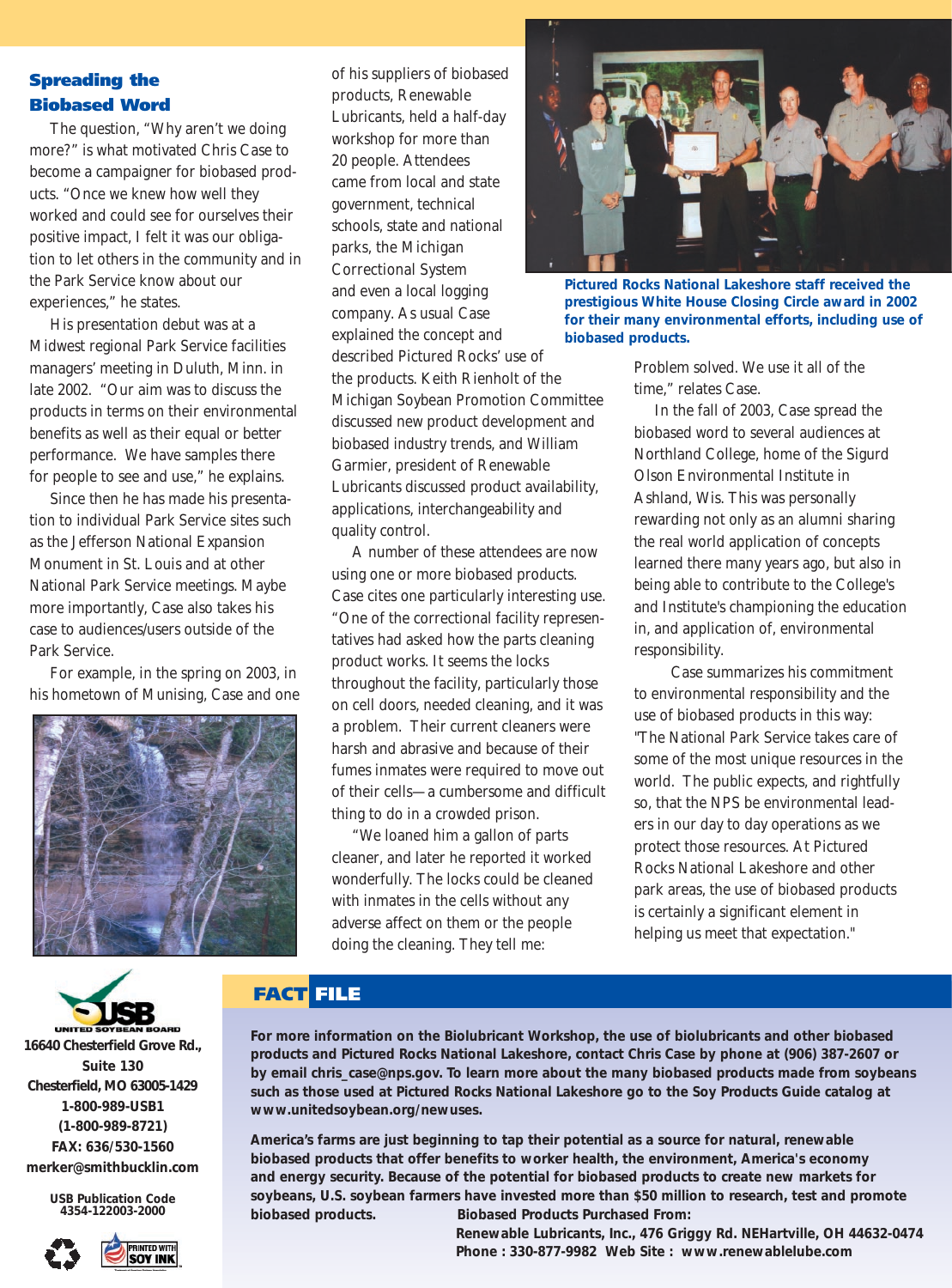## Spreading the Biobased Word

The question, "Why aren't we doing more?" is what motivated Chris Case to become a campaigner for biobased products. "Once we knew how well they worked and could see for ourselves their positive impact, I felt it was our obligation to let others in the community and in the Park Service know about our experiences," he states.

His presentation debut was at a Midwest regional Park Service facilities managers' meeting in Duluth, Minn. in late 2002. "Our aim was to discuss the products in terms on their environmental benefits as well as their equal or better performance. We have samples there for people to see and use," he explains.

Since then he has made his presentation to individual Park Service sites such as the Jefferson National Expansion Monument in St. Louis and at other National Park Service meetings. Maybe more importantly, Case also takes his case to audiences/users outside of the Park Service.

For example, in the spring on 2003, in his hometown of Munising, Case and one of his suppliers of biobased products, Renewable Lubricants, held a half-day workshop for more than 20 people. Attendees came from local and state government, technical schools, state and national parks, the Michigan Correctional System and even a local logging company. As usual Case explained the concept and described Pictured Rocks' use of the products. Keith Rienholt of the Michigan Soybean Promotion Committee discussed new product development and biobased industry trends, and William Garmier, president of Renewable Lubricants discussed product availability, applications, interchangeability and quality control.

A number of these attendees are now using one or more biobased products. Case cites one particularly interesting use. "One of the correctional facility representatives had asked how the parts cleaning product works. It seems the locks throughout the facility, particularly those on cell doors, needed cleaning, and it was a problem. Their current cleaners were harsh and abrasive and because of their fumes inmates were required to move out of their cells—a cumbersome and difficult thing to do in a crowded prison.

"We loaned him a gallon of parts cleaner, and later he reported it worked wonderfully. The locks could be cleaned with inmates in the cells without any adverse affect on them or the people doing the cleaning. They tell me: Problem solved. We use it all of the time," relates Case.

Pictured Rocks National Lakeshore staff received the prestigious White House Closing Circle award in 2002 for their many environmental efforts, including use of biobased products.

In the fall of 2003, Case spread the biobased word to several audiences at Northland College, home of the Sigurd Olson Environmental Institute in Ashland, Wis. This was personally rewarding not only as an alumni sharing the real world application of concepts learned there many years ago, but also in being able to contribute to the College's and Institute's championing the education in, and application of, environmental responsibility.

Case summarizes his commitment to environmental responsibility and the use of biobased products in this way: "The National Park Service takes care of some of the most unique resources in the world. The public expects, and rightfully so, that the NPS be environmental leaders in our day to day operations as we protect those resources. At Pictured Rocks National Lakeshore and other park areas, the use of biobased products is certainly a significant element in helping us meet that expectation."

UNITED SOYBEAN BOARD
16640 Chesterfield Grove Rd., Suite 130
Chesterfield, MO 63005-1429
1-800-989-USB1
(1-800-989-8721)
FAX: 636/530-1560
merker@smithbucklin.com

USB Publication Code
4354-122003-2000

PRINTED WITH SOY INK

## FACT FILE

**For more information on the Biolubricant Workshop, the use of biolubricants and other biobased products and Pictured Rocks National Lakeshore, contact Chris Case by phone at (906) 387-2607 or by email chris_case@nps.gov. To learn more about the many biobased products made from soybeans such as those used at Pictured Rocks National Lakeshore go to the Soy Products Guide catalog at www.unitedsoybean.org/newuses.**

**America's farms are just beginning to tap their potential as a source for natural, renewable biobased products that offer benefits to worker health, the environment, America's economy and energy security. Because of the potential for biobased products to create new markets for soybeans, U.S. soybean farmers have invested more than $50 million to research, test and promote biobased products.**

**Biobased Products Purchased From:**
**Renewable Lubricants, Inc., 476 Griggy Rd. NEHartville, OH 44632-0474**
**Phone : 330-877-9982 Web Site : www.renewablelube.com**